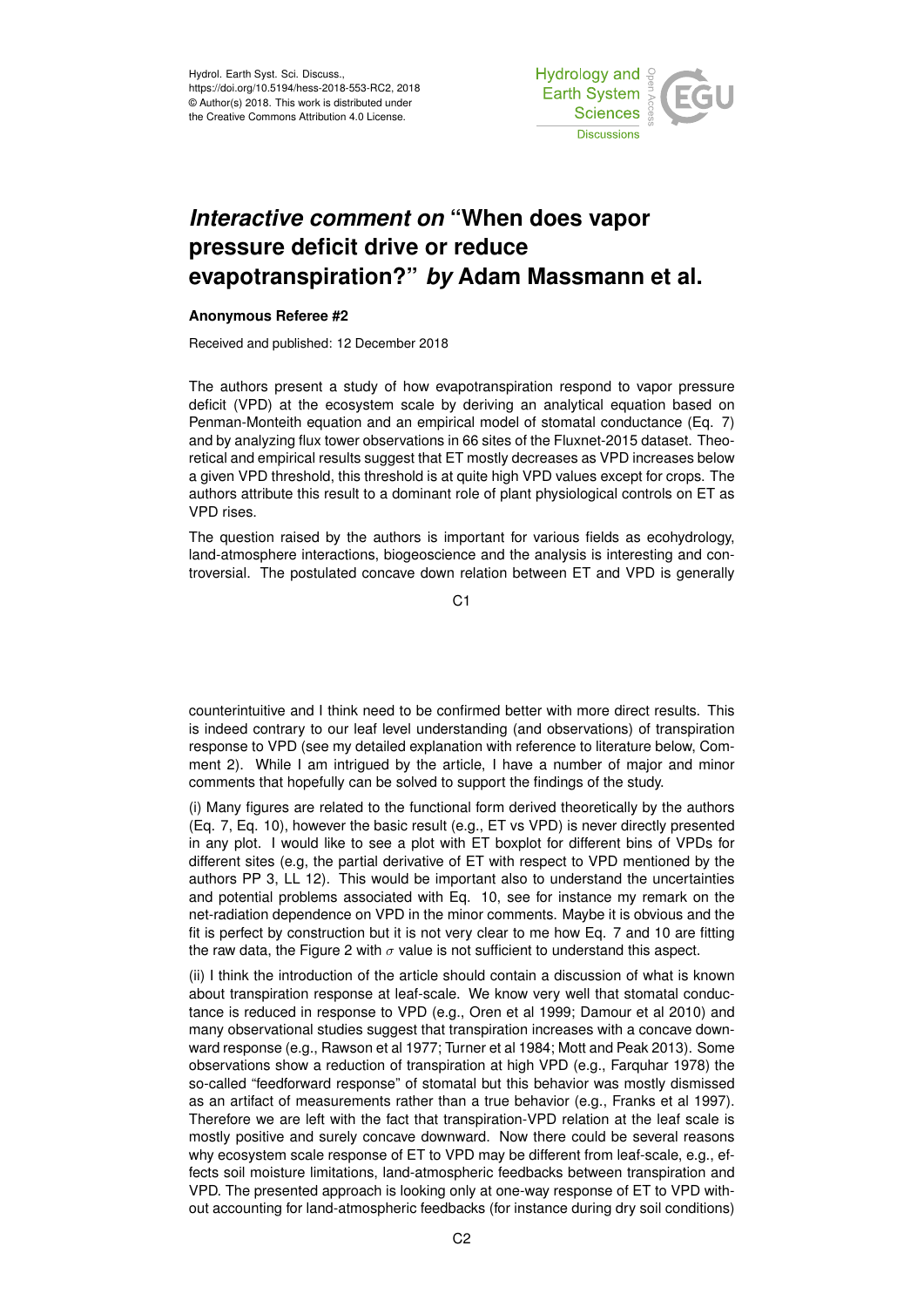Hydrol. Earth Syst. Sci. Discuss.,
https://doi.org/10.5194/hess-2018-553-RC2, 2018
© Author(s) 2018. This work is distributed under
the Creative Commons Attribution 4.0 License.

# *Interactive comment on* "When does vapor pressure deficit drive or reduce evapotranspiration?" *by* Adam Massmann et al.

**Anonymous Referee #2**

Received and published: 12 December 2018

The authors present a study of how evapotranspiration respond to vapor pressure deficit (VPD) at the ecosystem scale by deriving an analytical equation based on Penman-Monteith equation and an empirical model of stomatal conductance (Eq. 7) and by analyzing flux tower observations in 66 sites of the Fluxnet-2015 dataset. Theoretical and empirical results suggest that ET mostly decreases as VPD increases below a given VPD threshold, this threshold is at quite high VPD values except for crops. The authors attribute this result to a dominant role of plant physiological controls on ET as VPD rises.

The question raised by the authors is important for various fields as ecohydrology, land-atmosphere interactions, biogeoscience and the analysis is interesting and controversial. The postulated concave down relation between ET and VPD is generally counterintuitive and I think need to be confirmed better with more direct results. This is indeed contrary to our leaf level understanding (and observations) of transpiration response to VPD (see my detailed explanation with reference to literature below, Comment 2). While I am intrigued by the article, I have a number of major and minor comments that hopefully can be solved to support the findings of the study.

(i) Many figures are related to the functional form derived theoretically by the authors (Eq. 7, Eq. 10), however the basic result (e.g., ET vs VPD) is never directly presented in any plot. I would like to see a plot with ET boxplot for different bins of VPDs for different sites (e.g, the partial derivative of ET with respect to VPD mentioned by the authors PP 3, LL 12). This would be important also to understand the uncertainties and potential problems associated with Eq. 10, see for instance my remark on the net-radiation dependence on VPD in the minor comments. Maybe it is obvious and the fit is perfect by construction but it is not very clear to me how Eq. 7 and 10 are fitting the raw data, the Figure 2 with $\sigma$ value is not sufficient to understand this aspect.

(ii) I think the introduction of the article should contain a discussion of what is known about transpiration response at leaf-scale. We know very well that stomatal conductance is reduced in response to VPD (e.g., Oren et al 1999; Damour et al 2010) and many observational studies suggest that transpiration increases with a concave downward response (e.g., Rawson et al 1977; Turner et al 1984; Mott and Peak 2013). Some observations show a reduction of transpiration at high VPD (e.g., Farquhar 1978) the so-called "feedforward response" of stomatal but this behavior was mostly dismissed as an artifact of measurements rather than a true behavior (e.g., Franks et al 1997). Therefore we are left with the fact that transpiration-VPD relation at the leaf scale is mostly positive and surely concave downward. Now there could be several reasons why ecosystem scale response of ET to VPD may be different from leaf-scale, e.g., effects soil moisture limitations, land-atmospheric feedbacks between transpiration and VPD. The presented approach is looking only at one-way response of ET to VPD without accounting for land-atmospheric feedbacks (for instance during dry soil conditions)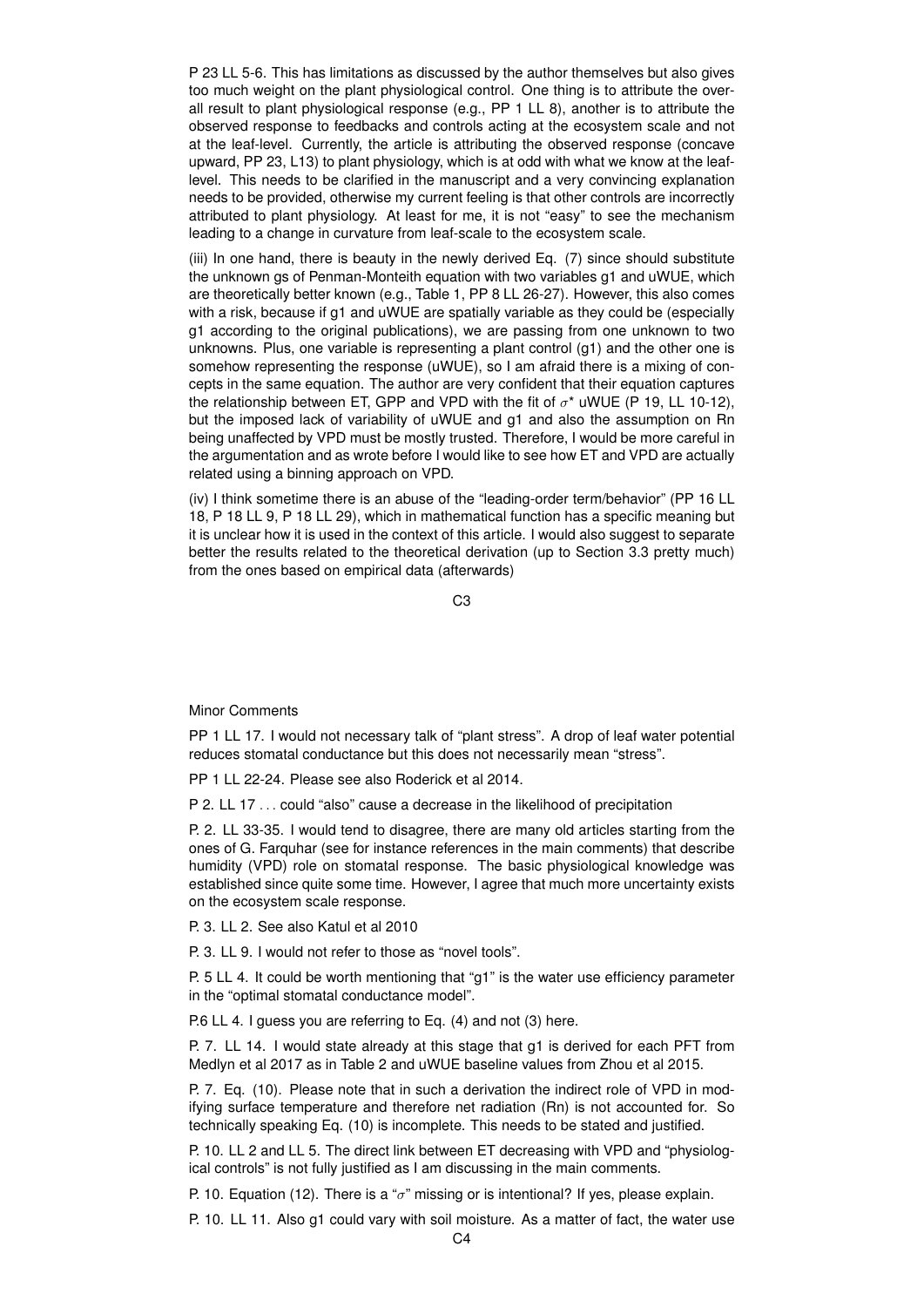P 23 LL 5-6. This has limitations as discussed by the author themselves but also gives too much weight on the plant physiological control. One thing is to attribute the overall result to plant physiological response (e.g., PP 1 LL 8), another is to attribute the observed response to feedbacks and controls acting at the ecosystem scale and not at the leaf-level. Currently, the article is attributing the observed response (concave upward, PP 23, L13) to plant physiology, which is at odd with what we know at the leaf-level. This needs to be clarified in the manuscript and a very convincing explanation needs to be provided, otherwise my current feeling is that other controls are incorrectly attributed to plant physiology. At least for me, it is not "easy" to see the mechanism leading to a change in curvature from leaf-scale to the ecosystem scale.

(iii) In one hand, there is beauty in the newly derived Eq. (7) since should substitute the unknown gs of Penman-Monteith equation with two variables g1 and uWUE, which are theoretically better known (e.g., Table 1, PP 8 LL 26-27). However, this also comes with a risk, because if g1 and uWUE are spatially variable as they could be (especially g1 according to the original publications), we are passing from one unknown to two unknowns. Plus, one variable is representing a plant control (g1) and the other one is somehow representing the response (uWUE), so I am afraid there is a mixing of concepts in the same equation. The author are very confident that their equation captures the relationship between ET, GPP and VPD with the fit of $\sigma^*$ uWUE (P 19, LL 10-12), but the imposed lack of variability of uWUE and g1 and also the assumption on Rn being unaffected by VPD must be mostly trusted. Therefore, I would be more careful in the argumentation and as wrote before I would like to see how ET and VPD are actually related using a binning approach on VPD.

(iv) I think sometime there is an abuse of the "leading-order term/behavior" (PP 16 LL 18, P 18 LL 9, P 18 LL 29), which in mathematical function has a specific meaning but it is unclear how it is used in the context of this article. I would also suggest to separate better the results related to the theoretical derivation (up to Section 3.3 pretty much) from the ones based on empirical data (afterwards)

Minor Comments

PP 1 LL 17. I would not necessary talk of "plant stress". A drop of leaf water potential reduces stomatal conductance but this does not necessarily mean "stress".

PP 1 LL 22-24. Please see also Roderick et al 2014.

P 2. LL 17 . . . could "also" cause a decrease in the likelihood of precipitation

P. 2. LL 33-35. I would tend to disagree, there are many old articles starting from the ones of G. Farquhar (see for instance references in the main comments) that describe humidity (VPD) role on stomatal response. The basic physiological knowledge was established since quite some time. However, I agree that much more uncertainty exists on the ecosystem scale response.

P. 3. LL 2. See also Katul et al 2010

P. 3. LL 9. I would not refer to those as "novel tools".

P. 5 LL 4. It could be worth mentioning that "g1" is the water use efficiency parameter in the "optimal stomatal conductance model".

P.6 LL 4. I guess you are referring to Eq. (4) and not (3) here.

P. 7. LL 14. I would state already at this stage that g1 is derived for each PFT from Medlyn et al 2017 as in Table 2 and uWUE baseline values from Zhou et al 2015.

P. 7. Eq. (10). Please note that in such a derivation the indirect role of VPD in modifying surface temperature and therefore net radiation (Rn) is not accounted for. So technically speaking Eq. (10) is incomplete. This needs to be stated and justified.

P. 10. LL 2 and LL 5. The direct link between ET decreasing with VPD and "physiological controls" is not fully justified as I am discussing in the main comments.

P. 10. Equation (12). There is a "$\sigma$" missing or is intentional? If yes, please explain.

P. 10. LL 11. Also g1 could vary with soil moisture. As a matter of fact, the water use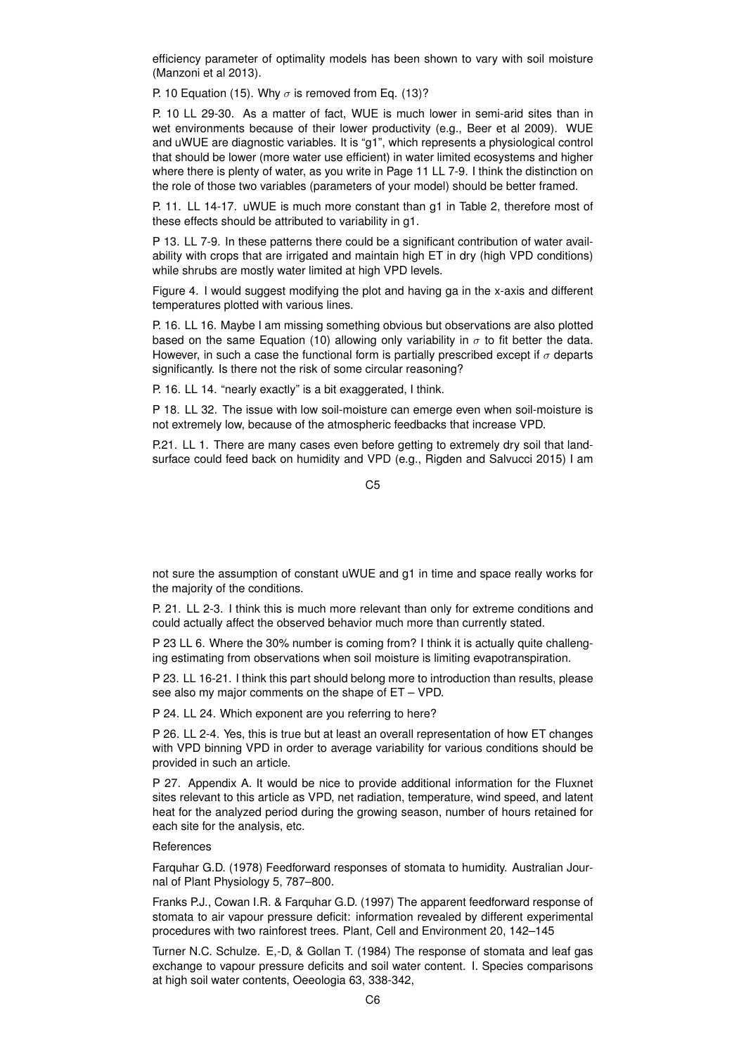efficiency parameter of optimality models has been shown to vary with soil moisture (Manzoni et al 2013).

P. 10 Equation (15). Why $\sigma$ is removed from Eq. (13)?

P. 10 LL 29-30. As a matter of fact, WUE is much lower in semi-arid sites than in wet environments because of their lower productivity (e.g., Beer et al 2009). WUE and uWUE are diagnostic variables. It is "g1", which represents a physiological control that should be lower (more water use efficient) in water limited ecosystems and higher where there is plenty of water, as you write in Page 11 LL 7-9. I think the distinction on the role of those two variables (parameters of your model) should be better framed.

P. 11. LL 14-17. uWUE is much more constant than g1 in Table 2, therefore most of these effects should be attributed to variability in g1.

P 13. LL 7-9. In these patterns there could be a significant contribution of water availability with crops that are irrigated and maintain high ET in dry (high VPD conditions) while shrubs are mostly water limited at high VPD levels.

Figure 4. I would suggest modifying the plot and having ga in the x-axis and different temperatures plotted with various lines.

P. 16. LL 16. Maybe I am missing something obvious but observations are also plotted based on the same Equation (10) allowing only variability in $\sigma$ to fit better the data. However, in such a case the functional form is partially prescribed except if $\sigma$ departs significantly. Is there not the risk of some circular reasoning?

P. 16. LL 14. "nearly exactly" is a bit exaggerated, I think.

P 18. LL 32. The issue with low soil-moisture can emerge even when soil-moisture is not extremely low, because of the atmospheric feedbacks that increase VPD.

P.21. LL 1. There are many cases even before getting to extremely dry soil that land-surface could feed back on humidity and VPD (e.g., Rigden and Salvucci 2015) I am not sure the assumption of constant uWUE and g1 in time and space really works for the majority of the conditions.

P. 21. LL 2-3. I think this is much more relevant than only for extreme conditions and could actually affect the observed behavior much more than currently stated.

P 23 LL 6. Where the 30% number is coming from? I think it is actually quite challenging estimating from observations when soil moisture is limiting evapotranspiration.

P 23. LL 16-21. I think this part should belong more to introduction than results, please see also my major comments on the shape of ET – VPD.

P 24. LL 24. Which exponent are you referring to here?

P 26. LL 2-4. Yes, this is true but at least an overall representation of how ET changes with VPD binning VPD in order to average variability for various conditions should be provided in such an article.

P 27. Appendix A. It would be nice to provide additional information for the Fluxnet sites relevant to this article as VPD, net radiation, temperature, wind speed, and latent heat for the analyzed period during the growing season, number of hours retained for each site for the analysis, etc.

References

Farquhar G.D. (1978) Feedforward responses of stomata to humidity. Australian Journal of Plant Physiology 5, 787–800.

Franks P.J., Cowan I.R. & Farquhar G.D. (1997) The apparent feedforward response of stomata to air vapour pressure deficit: information revealed by different experimental procedures with two rainforest trees. Plant, Cell and Environment 20, 142–145

Turner N.C. Schulze. E,-D, & Gollan T. (1984) The response of stomata and leaf gas exchange to vapour pressure deficits and soil water content. I. Species comparisons at high soil water contents, Oeeologia 63, 338-342,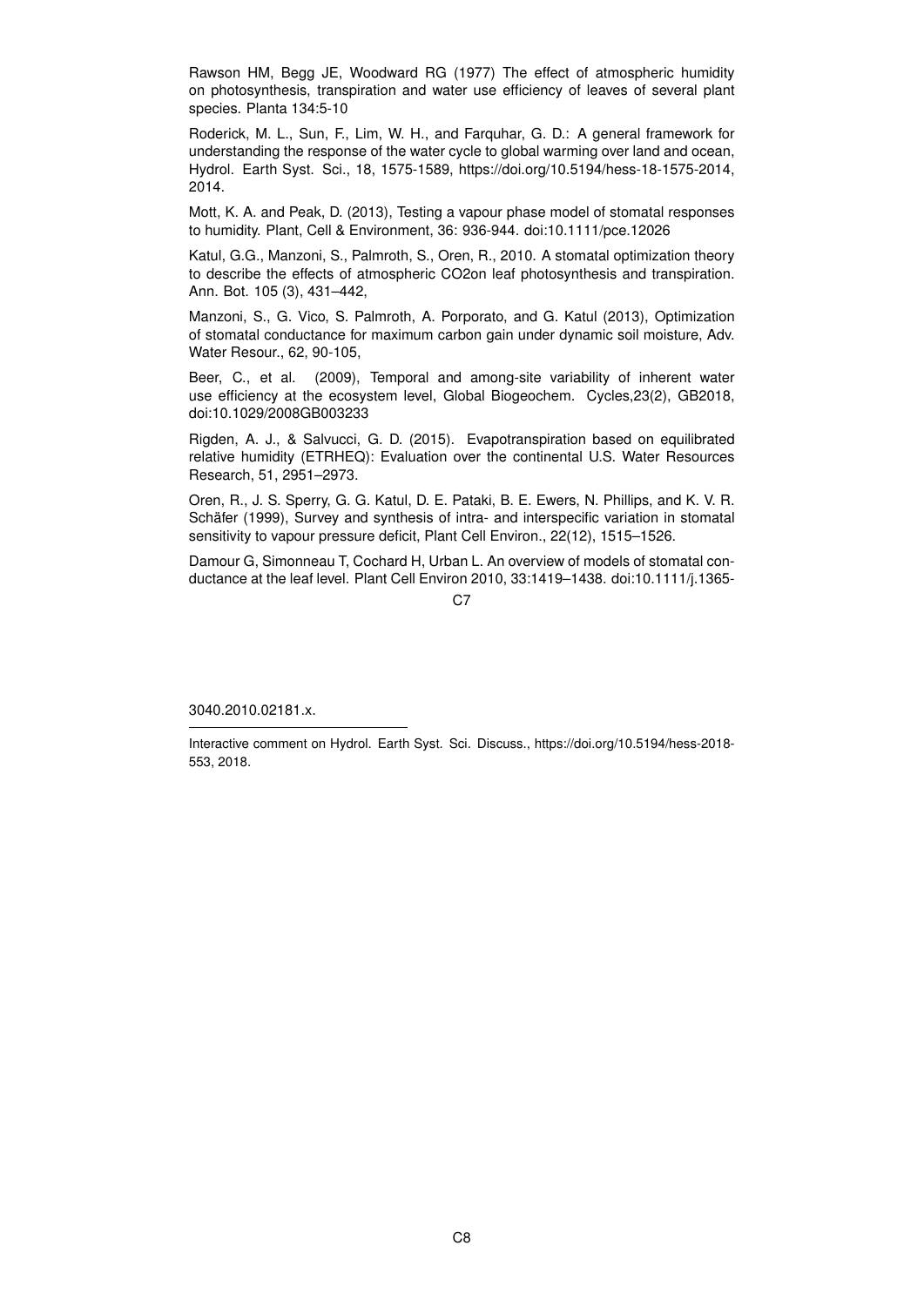Rawson HM, Begg JE, Woodward RG (1977) The effect of atmospheric humidity on photosynthesis, transpiration and water use efficiency of leaves of several plant species. Planta 134:5-10

Roderick, M. L., Sun, F., Lim, W. H., and Farquhar, G. D.: A general framework for understanding the response of the water cycle to global warming over land and ocean, Hydrol. Earth Syst. Sci., 18, 1575-1589, https://doi.org/10.5194/hess-18-1575-2014, 2014.

Mott, K. A. and Peak, D. (2013), Testing a vapour phase model of stomatal responses to humidity. Plant, Cell & Environment, 36: 936-944. doi:10.1111/pce.12026

Katul, G.G., Manzoni, S., Palmroth, S., Oren, R., 2010. A stomatal optimization theory to describe the effects of atmospheric CO2on leaf photosynthesis and transpiration. Ann. Bot. 105 (3), 431–442,

Manzoni, S., G. Vico, S. Palmroth, A. Porporato, and G. Katul (2013), Optimization of stomatal conductance for maximum carbon gain under dynamic soil moisture, Adv. Water Resour., 62, 90-105,

Beer, C., et al. (2009), Temporal and among-site variability of inherent water use efficiency at the ecosystem level, Global Biogeochem. Cycles,23(2), GB2018, doi:10.1029/2008GB003233

Rigden, A. J., & Salvucci, G. D. (2015). Evapotranspiration based on equilibrated relative humidity (ETRHEQ): Evaluation over the continental U.S. Water Resources Research, 51, 2951–2973.

Oren, R., J. S. Sperry, G. G. Katul, D. E. Pataki, B. E. Ewers, N. Phillips, and K. V. R. Schäfer (1999), Survey and synthesis of intra- and interspecific variation in stomatal sensitivity to vapour pressure deficit, Plant Cell Environ., 22(12), 1515–1526.

Damour G, Simonneau T, Cochard H, Urban L. An overview of models of stomatal conductance at the leaf level. Plant Cell Environ 2010, 33:1419–1438. doi:10.1111/j.1365-3040.2010.02181.x.

---

Interactive comment on Hydrol. Earth Syst. Sci. Discuss., https://doi.org/10.5194/hess-2018-553, 2018.